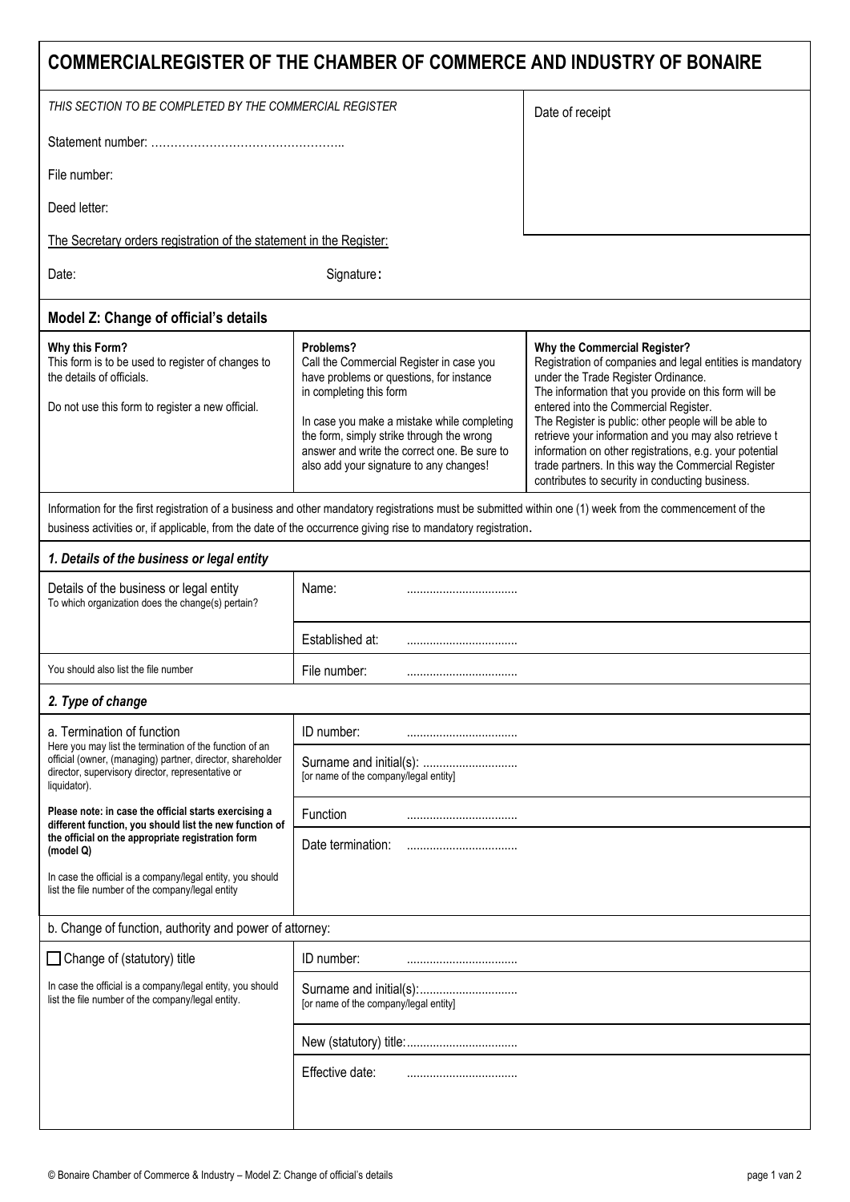# COMMERCIALREGISTER OF THE CHAMBER OF COMMERCE AND INDUSTRY OF BONAIRE

| *THIS SECTION TO BE COMPLETED BY THE COMMERCIAL REGISTER* | Date of receipt |
| --- | --- |
| Statement number: ………………………………………….. | |
| File number: | |
| Deed letter: | |

The Secretary orders registration of the statement in the Register:

Date: Signature:

## Model Z: Change of official's details

| **Why this Form?** | **Problems?** | **Why the Commercial Register?** |
| --- | --- | --- |
| This form is to be used to register of changes to the details of officials.<br><br>Do not use this form to register a new official. | Call the Commercial Register in case you have problems or questions, for instance in completing this form<br><br>In case you make a mistake while completing the form, simply strike through the wrong answer and write the correct one. Be sure to also add your signature to any changes! | Registration of companies and legal entities is mandatory under the Trade Register Ordinance.<br>The information that you provide on this form will be entered into the Commercial Register.<br>The Register is public: other people will be able to retrieve your information and you may also retrieve t information on other registrations, e.g. your potential trade partners. In this way the Commercial Register contributes to security in conducting business. |

Information for the first registration of a business and other mandatory registrations must be submitted within one (1) week from the commencement of the business activities or, if applicable, from the date of the occurrence giving rise to mandatory registration.

### *1. Details of the business or legal entity*

| | |
| --- | --- |
| Details of the business or legal entity<br>To which organization does the change(s) pertain? | Name: .................................. |
| | Established at: .................................. |
| You should also list the file number | File number: .................................. |

### *2. Type of change*

| | |
| --- | --- |
| a. Termination of function<br>Here you may list the termination of the function of an official (owner, (managing) partner, director, shareholder director, supervisory director, representative or liquidator). | ID number: .................................. |
| | Surname and initial(s): .............................<br>[or name of the company/legal entity] |
| **Please note: in case the official starts exercising a different function, you should list the new function of the official on the appropriate registration form (model Q)**<br><br>In case the official is a company/legal entity, you should list the file number of the company/legal entity | Function .................................. |
| | Date termination: .................................. |

b. Change of function, authority and power of attorney:

| | |
| --- | --- |
| ☐ Change of (statutory) title<br><br>In case the official is a company/legal entity, you should list the file number of the company/legal entity. | ID number: .................................. |
| | Surname and initial(s):..............................<br>[or name of the company/legal entity] |
| | New (statutory) title:.................................. |
| | Effective date: .................................. |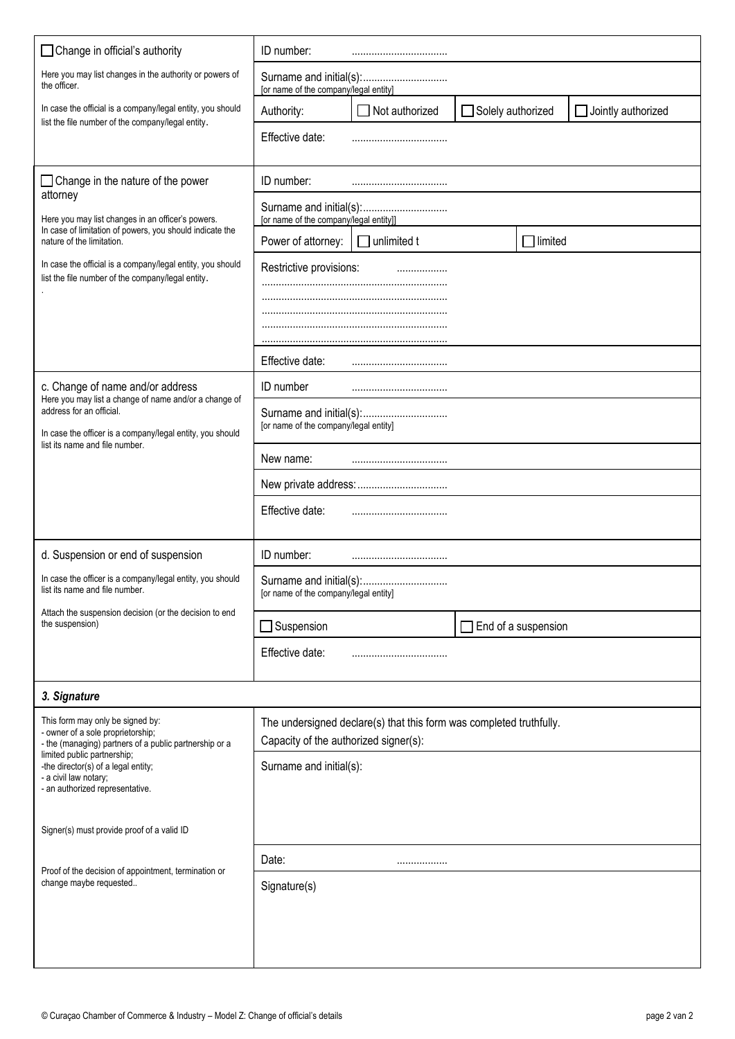| | |
|---|---|
| ☐ Change in official's authority<br><br>Here you may list changes in the authority or powers of the officer.<br><br>In case the official is a company/legal entity, you should list the file number of the company/legal entity. | ID number: .................................<br><br>Surname and initial(s):..............................<br>[or name of the company/legal entity]<br><br>Authority: ☐ Not authorized ☐ Solely authorized ☐ Jointly authorized<br><br>Effective date: ................................. |
| ☐ Change in the nature of the power attorney<br><br>Here you may list changes in an officer's powers. In case of limitation of powers, you should indicate the nature of the limitation.<br><br>In case the official is a company/legal entity, you should list the file number of the company/legal entity.<br>. | ID number: .................................<br><br>Surname and initial(s):..............................<br>[or name of the company/legal entity]]<br><br>Power of attorney: ☐ unlimited t ☐ limited<br><br>Restrictive provisions: ..................<br>.................................................................<br>.................................................................<br>.................................................................<br>.................................................................<br>.................................................................<br><br>Effective date: ................................. |
| c. Change of name and/or address<br>Here you may list a change of name and/or a change of address for an official.<br><br>In case the officer is a company/legal entity, you should list its name and file number. | ID number .................................<br><br>Surname and initial(s):..............................<br>[or name of the company/legal entity]<br><br>New name: .................................<br><br>New private address:................................<br><br>Effective date: ................................. |
| d. Suspension or end of suspension<br><br>In case the officer is a company/legal entity, you should list its name and file number.<br><br>Attach the suspension decision (or the decision to end the suspension) | ID number: .................................<br><br>Surname and initial(s):..............................<br>[or name of the company/legal entity]<br><br>☐ Suspension ☐ End of a suspension<br><br>Effective date: ................................. |

### *3. Signature*

| | |
|---|---|
| This form may only be signed by:<br>- owner of a sole proprietorship;<br>- the (managing) partners of a public partnership or a limited public partnership;<br>-the director(s) of a legal entity;<br>- a civil law notary;<br>- an authorized representative.<br><br>Signer(s) must provide proof of a valid ID<br><br>Proof of the decision of appointment, termination or change maybe requested.. | The undersigned declare(s) that this form was completed truthfully.<br>Capacity of the authorized signer(s):<br><br>Surname and initial(s):<br><br>Date: ..................<br><br>Signature(s) |

© Curaçao Chamber of Commerce & Industry – Model Z: Change of official's details